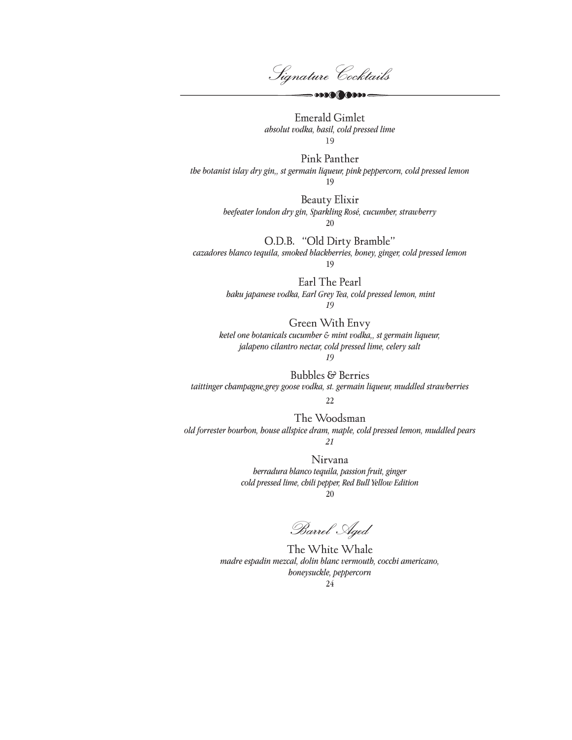# Signature Cocktails

Emerald Gimlet
*absolut vodka, basil, cold pressed lime*
19

Pink Panther
*the botanist islay dry gin,, st germain liqueur, pink peppercorn, cold pressed lemon*
19

Beauty Elixir
*beefeater london dry gin, Sparkling Rosé, cucumber, strawberry*
20

O.D.B. "Old Dirty Bramble"
*cazadores blanco tequila, smoked blackberries, honey, ginger, cold pressed lemon*
19

Earl The Pearl
*haku japanese vodka, Earl Grey Tea, cold pressed lemon, mint*
*19*

Green With Envy
*ketel one botanicals cucumber & mint vodka,, st germain liqueur,*
*jalapeno cilantro nectar, cold pressed lime, celery salt*
*19*

Bubbles & Berries
*taittinger champagne,grey goose vodka, st. germain liqueur, muddled strawberries*
*22*

The Woodsman
*old forrester bourbon, house allspice dram, maple, cold pressed lemon, muddled pears*
*21*

Nirvana
*herradura blanco tequila, passion fruit, ginger*
*cold pressed lime, chili pepper, Red Bull Yellow Edition*
20

## Barrel Aged

The White Whale
*madre espadin mezcal, dolin blanc vermouth, cocchi americano,*
*honeysuckle, peppercorn*
24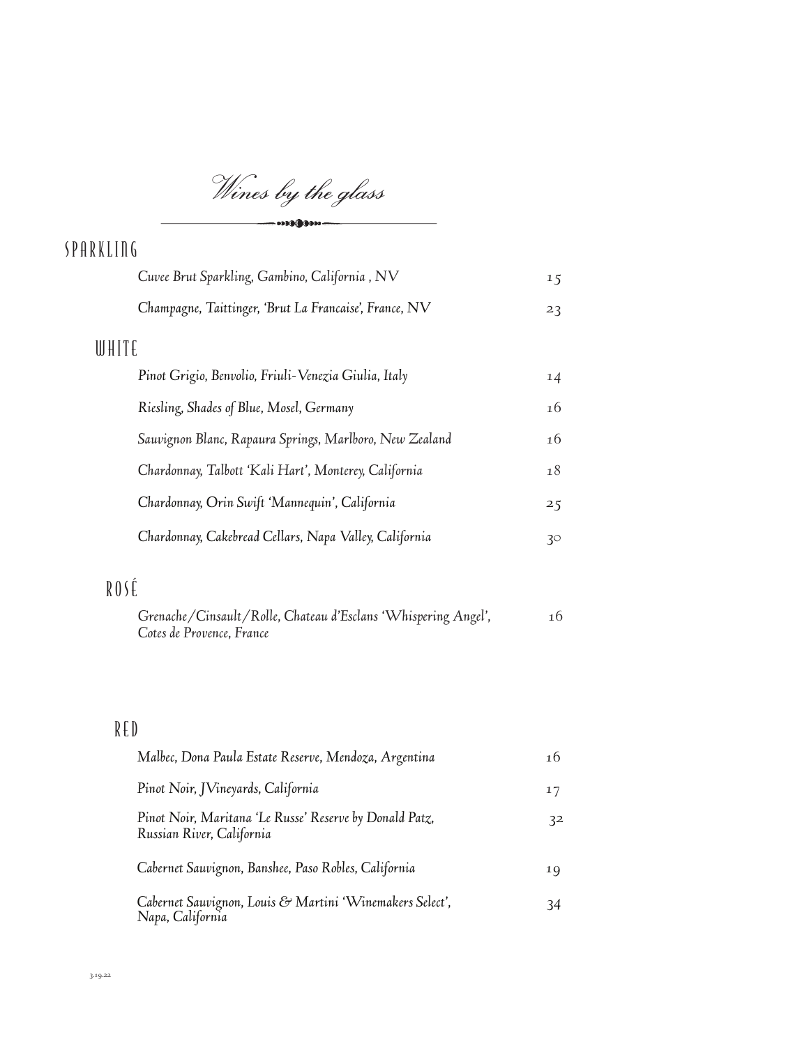# *Wines by the glass*

## SPARKLING

| | |
|---|---|
| *Cuvee Brut Sparkling, Gambino, California , NV* | 15 |
| *Champagne, Taittinger, 'Brut La Francaise', France, NV* | 23 |

## WHITE

| | |
|---|---|
| *Pinot Grigio, Benvolio, Friuli-Venezia Giulia, Italy* | 14 |
| *Riesling, Shades of Blue, Mosel, Germany* | 16 |
| *Sauvignon Blanc, Rapaura Springs, Marlboro, New Zealand* | 16 |
| *Chardonnay, Talbott 'Kali Hart', Monterey, California* | 18 |
| *Chardonnay, Orin Swift 'Mannequin', California* | 25 |
| *Chardonnay, Cakebread Cellars, Napa Valley, California* | 30 |

## ROSÉ

| | |
|---|---|
| *Grenache/Cinsault/Rolle, Chateau d'Esclans 'Whispering Angel', Cotes de Provence, France* | 16 |

## RED

| | |
|---|---|
| *Malbec, Dona Paula Estate Reserve, Mendoza, Argentina* | 16 |
| *Pinot Noir, JVineyards, California* | 17 |
| *Pinot Noir, Maritana 'Le Russe' Reserve by Donald Patz, Russian River, California* | 32 |
| *Cabernet Sauvignon, Banshee, Paso Robles, California* | 19 |
| *Cabernet Sauvignon, Louis & Martini 'Winemakers Select', Napa, California* | 34 |

3.19.22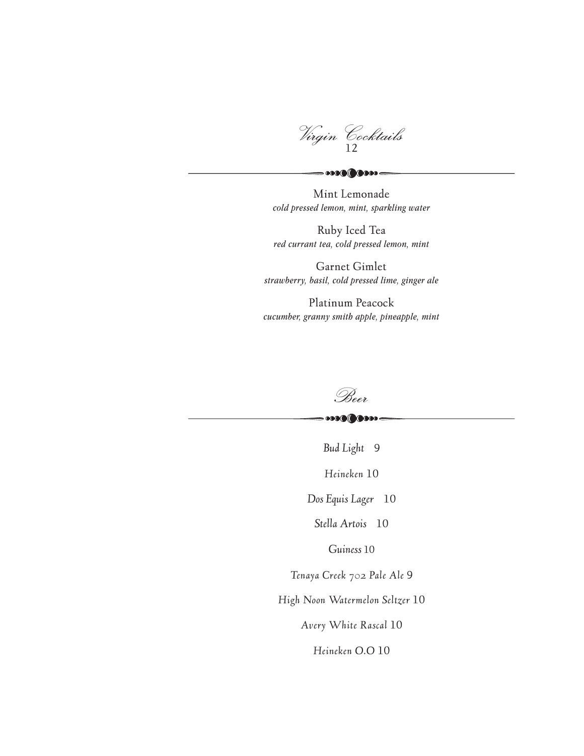## *Virgin Cocktails*
12

Mint Lemonade
*cold pressed lemon, mint, sparkling water*

Ruby Iced Tea
*red currant tea, cold pressed lemon, mint*

Garnet Gimlet
*strawberry, basil, cold pressed lime, ginger ale*

Platinum Peacock
*cucumber, granny smith apple, pineapple, mint*

## *Beer*

*Bud Light* 9

*Heineken* 10

*Dos Equis Lager* 10

*Stella Artois* 10

*Guiness* 10

*Tenaya Creek 702 Pale Ale* 9

*High Noon Watermelon Seltzer* 10

*Avery White Rascal* 10

*Heineken* O.O 10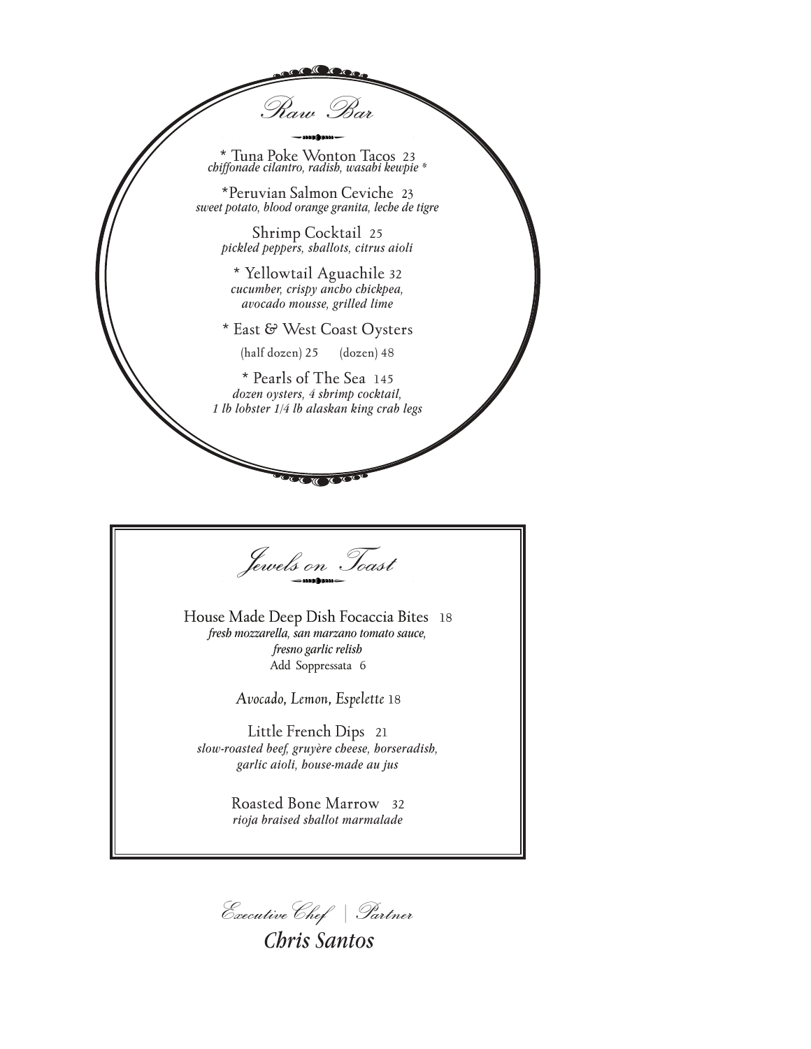## Raw Bar

\* Tuna Poke Wonton Tacos 23
*chiffonade cilantro, radish, wasabi kewpie \**

\*Peruvian Salmon Ceviche 23
*sweet potato, blood orange granita, leche de tigre*

Shrimp Cocktail 25
*pickled peppers, shallots, citrus aioli*

\* Yellowtail Aguachile 32
*cucumber, crispy ancho chickpea, avocado mousse, grilled lime*

\* East & West Coast Oysters
(half dozen) 25 (dozen) 48

\* Pearls of The Sea 145
*dozen oysters, 4 shrimp cocktail, 1 lb lobster 1/4 lb alaskan king crab legs*

## Jewels on Toast

House Made Deep Dish Focaccia Bites 18
*fresh mozzarella, san marzano tomato sauce, fresno garlic relish*
Add Soppressata 6

*Avocado, Lemon, Espelette* 18

Little French Dips 21
*slow-roasted beef, gruyère cheese, horseradish, garlic aioli, house-made au jus*

Roasted Bone Marrow 32
*rioja braised shallot marmalade*

*Executive Chef | Partner*

***Chris Santos***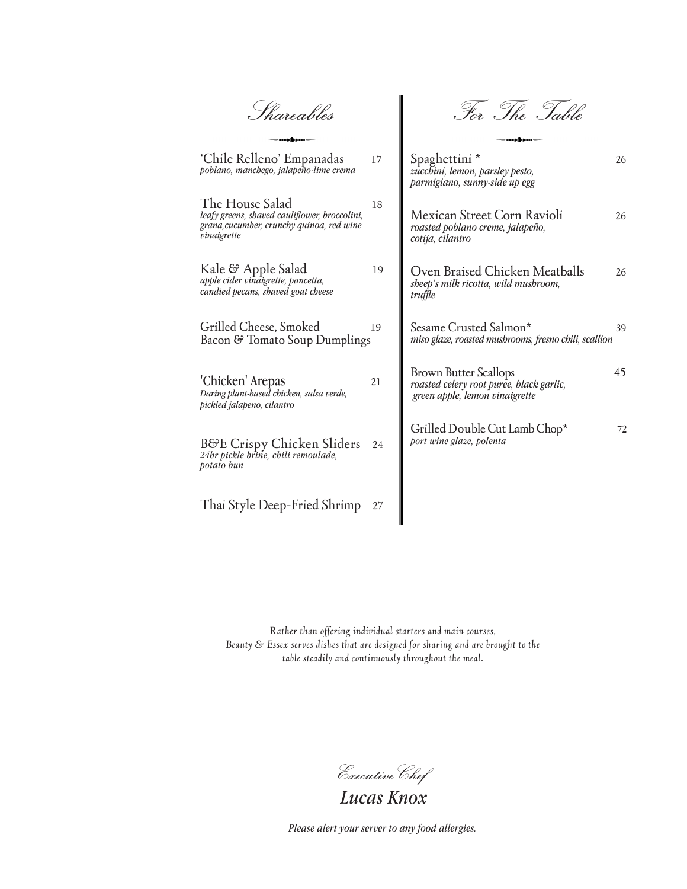## Shareables

**'Chile Relleno' Empanadas** 17
*poblano, manchego, jalapeño-lime crema*

**The House Salad** 18
*leafy greens, shaved cauliflower, broccolini, grana,cucumber, crunchy quinoa, red wine vinaigrette*

**Kale & Apple Salad** 19
*apple cider vinaigrette, pancetta, candied pecans, shaved goat cheese*

**Grilled Cheese, Smoked Bacon & Tomato Soup Dumplings** 19

**'Chicken' Arepas** 21
*Daring plant-based chicken, salsa verde, pickled jalapeno, cilantro*

**B&E Crispy Chicken Sliders** 24
*24hr pickle brine, chili remoulade, potato bun*

**Thai Style Deep-Fried Shrimp** 27

## For The Table

**Spaghettini *** 26
*zucchini, lemon, parsley pesto, parmigiano, sunny-side up egg*

**Mexican Street Corn Ravioli** 26
*roasted poblano creme, jalapeño, cotija, cilantro*

**Oven Braised Chicken Meatballs** 26
*sheep's milk ricotta, wild mushroom, truffle*

**Sesame Crusted Salmon*** 39
*miso glaze, roasted mushrooms, fresno chili, scallion*

**Brown Butter Scallops** 45
*roasted celery root puree, black garlic, green apple, lemon vinaigrette*

**Grilled Double Cut Lamb Chop*** 72
*port wine glaze, polenta*

*Rather than offering individual starters and main courses, Beauty & Essex serves dishes that are designed for sharing and are brought to the table steadily and continuously throughout the meal.*

*Executive Chef*

***Lucas Knox***

***Please alert your server to any food allergies.***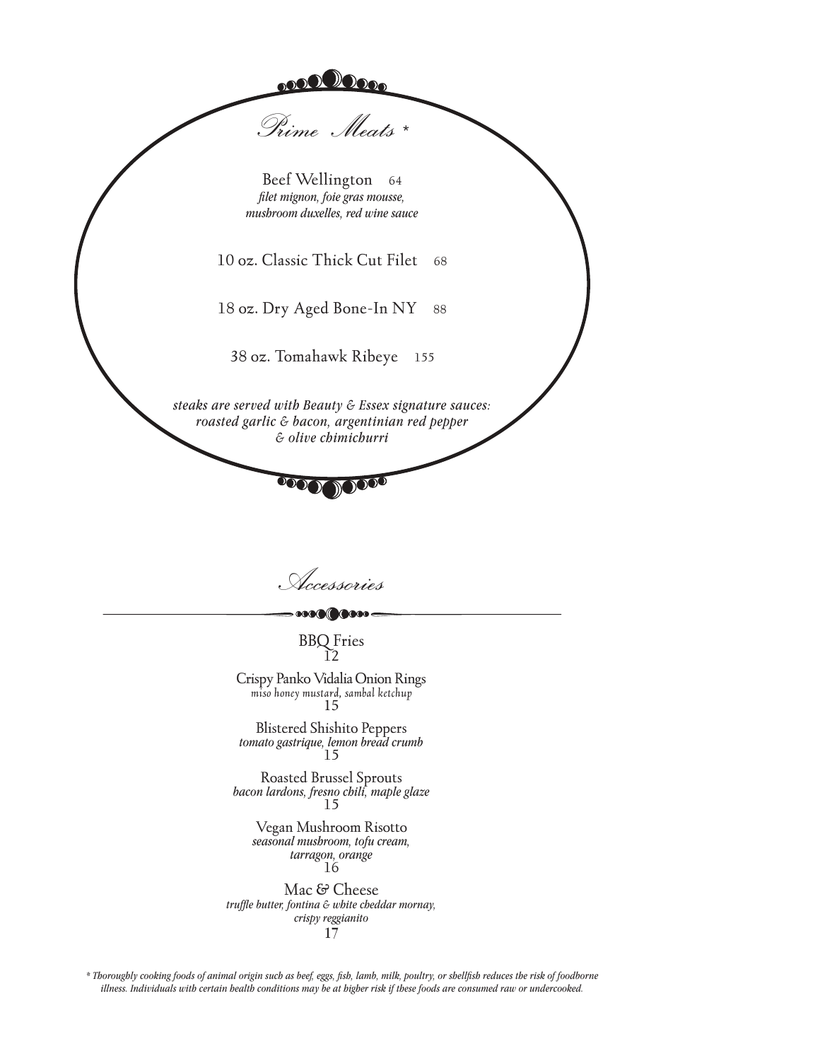## Prime Meats *

Beef Wellington 64
*filet mignon, foie gras mousse, mushroom duxelles, red wine sauce*

10 oz. Classic Thick Cut Filet 68

18 oz. Dry Aged Bone-In NY 88

38 oz. Tomahawk Ribeye 155

*steaks are served with Beauty & Essex signature sauces: roasted garlic & bacon, argentinian red pepper & olive chimichurri*

## Accessories

BBQ Fries
12

Crispy Panko Vidalia Onion Rings
*miso honey mustard, sambal ketchup*
15

Blistered Shishito Peppers
*tomato gastrique, lemon bread crumb*
15

Roasted Brussel Sprouts
*bacon lardons, fresno chili, maple glaze*
15

Vegan Mushroom Risotto
*seasonal mushroom, tofu cream, tarragon, orange*
16

Mac & Cheese
*truffle butter, fontina & white cheddar mornay, crispy reggianito*
17

*\* Thoroughly cooking foods of animal origin such as beef, eggs, fish, lamb, milk, poultry, or shellfish reduces the risk of foodborne illness. Individuals with certain health conditions may be at higher risk if these foods are consumed raw or undercooked.*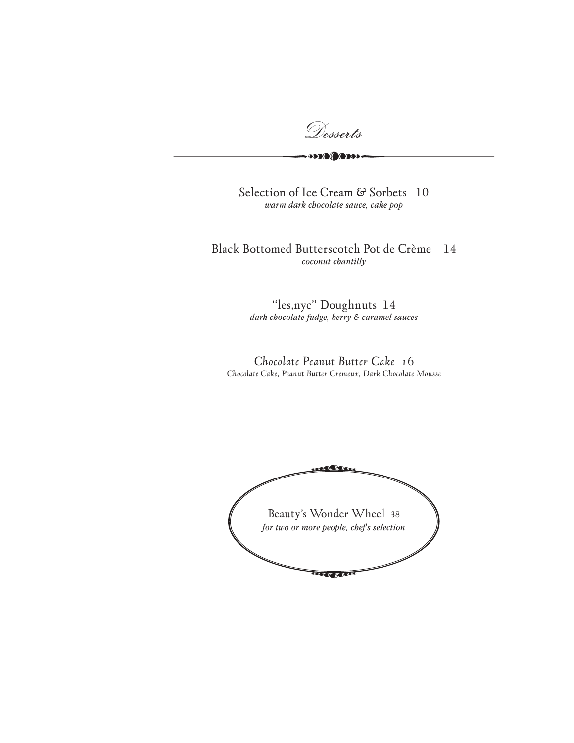# Desserts

Selection of Ice Cream & Sorbets 10
*warm dark chocolate sauce, cake pop*

Black Bottomed Butterscotch Pot de Crème 14
*coconut chantilly*

"les,nyc" Doughnuts 14
*dark chocolate fudge, berry & caramel sauces*

*Chocolate Peanut Butter Cake* 16
*Chocolate Cake, Peanut Butter Cremeux, Dark Chocolate Mousse*

Beauty's Wonder Wheel 38
*for two or more people, chef's selection*